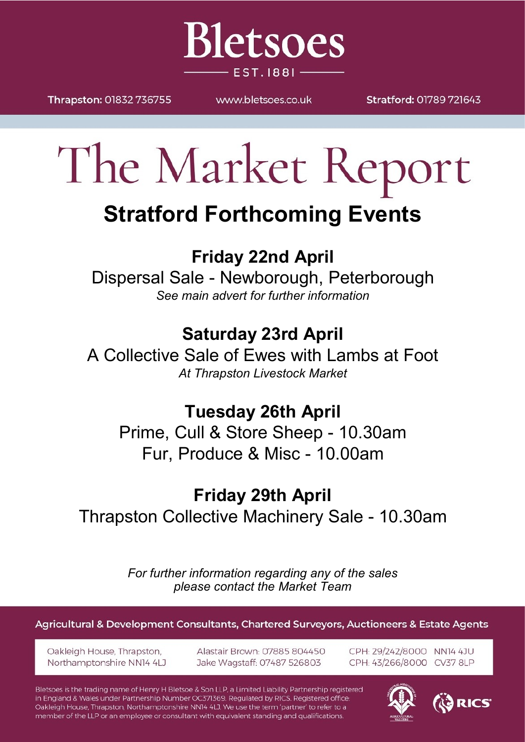# Bletsoes

EST. 1881

**Thrapston:** 01832 736755 www.bletsoes.co.uk **Stratford:** 01789 721643

# The Market Report

## Stratford Forthcoming Events

### Friday 22nd April

Dispersal Sale - Newborough, Peterborough

*See main advert for further information*

### Saturday 23rd April

A Collective Sale of Ewes with Lambs at Foot

*At Thrapston Livestock Market*

### Tuesday 26th April

Prime, Cull & Store Sheep - 10.30am

Fur, Produce & Misc - 10.00am

### Friday 29th April

Thrapston Collective Machinery Sale - 10.30am

*For further information regarding any of the sales please contact the Market Team*

**Agricultural & Development Consultants, Chartered Surveyors, Auctioneers & Estate Agents**

Oakleigh House, Thrapston, Northamptonshire NN14 4LJ

Alastair Brown: 07885 804450
Jake Wagstaff: 07487 526803

CPH: 29/242/8000 NN14 4JU
CPH: 43/266/8000 CV37 8LP

Bletsoes is the trading name of Henry H Bletsoe & Son LLP, a Limited Liability Partnership registered in England & Wales under Partnership Number OC371369. Regulated by RICS. Registered office: Oakleigh House, Thrapston, Northamptonshire NN14 4LJ. We use the term 'partner' to refer to a member of the LLP or an employee or consultant with equivalent standing and qualifications.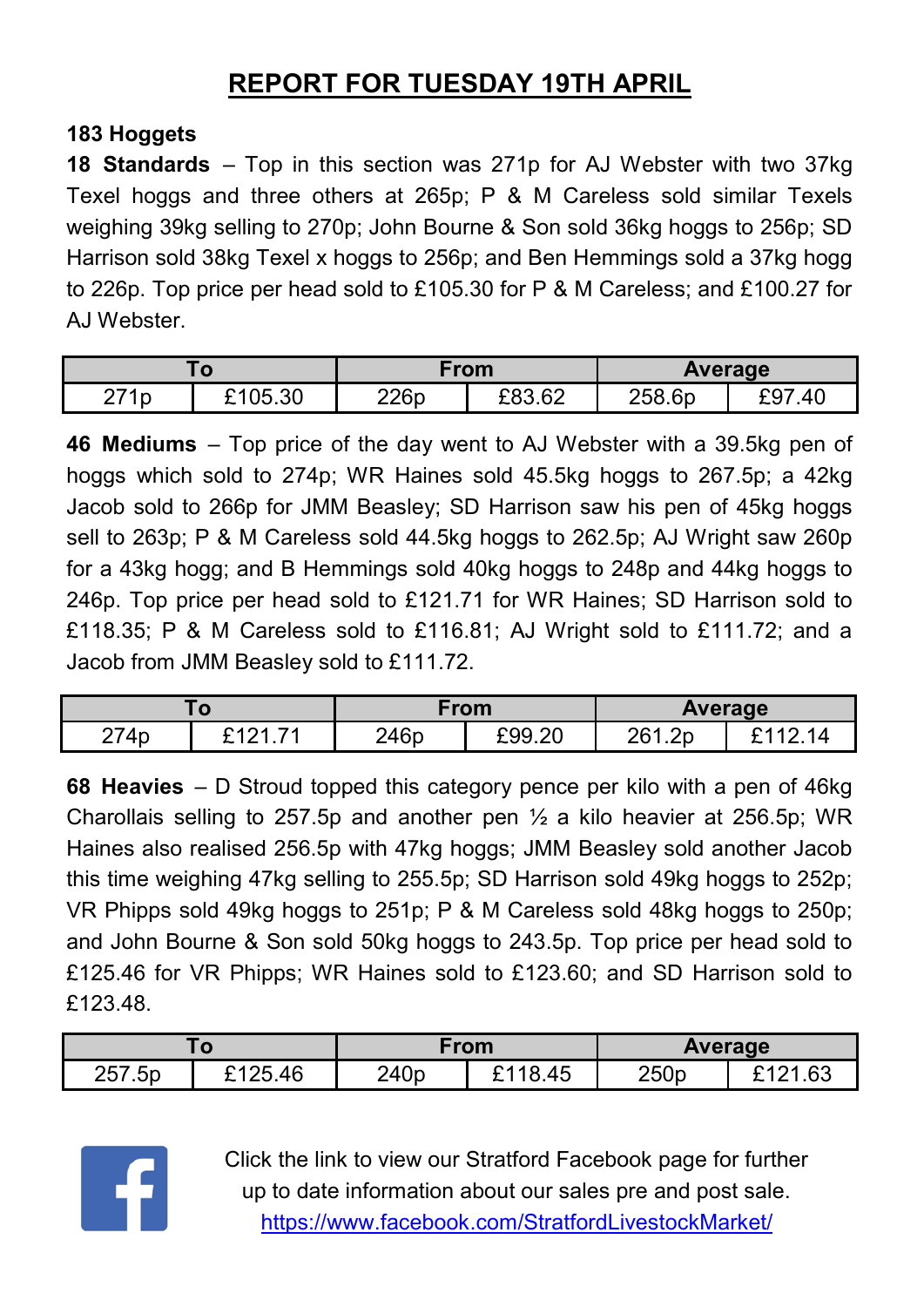# REPORT FOR TUESDAY 19TH APRIL

**183 Hoggets**

**18 Standards** – Top in this section was 271p for AJ Webster with two 37kg Texel hoggs and three others at 265p; P & M Careless sold similar Texels weighing 39kg selling to 270p; John Bourne & Son sold 36kg hoggs to 256p; SD Harrison sold 38kg Texel x hoggs to 256p; and Ben Hemmings sold a 37kg hogg to 226p. Top price per head sold to £105.30 for P & M Careless; and £100.27 for AJ Webster.

| To | | From | | Average | |
|---|---|---|---|---|---|
| 271p | £105.30 | 226p | £83.62 | 258.6p | £97.40 |

**46 Mediums** – Top price of the day went to AJ Webster with a 39.5kg pen of hoggs which sold to 274p; WR Haines sold 45.5kg hoggs to 267.5p; a 42kg Jacob sold to 266p for JMM Beasley; SD Harrison saw his pen of 45kg hoggs sell to 263p; P & M Careless sold 44.5kg hoggs to 262.5p; AJ Wright saw 260p for a 43kg hogg; and B Hemmings sold 40kg hoggs to 248p and 44kg hoggs to 246p. Top price per head sold to £121.71 for WR Haines; SD Harrison sold to £118.35; P & M Careless sold to £116.81; AJ Wright sold to £111.72; and a Jacob from JMM Beasley sold to £111.72.

| To | | From | | Average | |
|---|---|---|---|---|---|
| 274p | £121.71 | 246p | £99.20 | 261.2p | £112.14 |

**68 Heavies** – D Stroud topped this category pence per kilo with a pen of 46kg Charollais selling to 257.5p and another pen ½ a kilo heavier at 256.5p; WR Haines also realised 256.5p with 47kg hoggs; JMM Beasley sold another Jacob this time weighing 47kg selling to 255.5p; SD Harrison sold 49kg hoggs to 252p; VR Phipps sold 49kg hoggs to 251p; P & M Careless sold 48kg hoggs to 250p; and John Bourne & Son sold 50kg hoggs to 243.5p. Top price per head sold to £125.46 for VR Phipps; WR Haines sold to £123.60; and SD Harrison sold to £123.48.

| To | | From | | Average | |
|---|---|---|---|---|---|
| 257.5p | £125.46 | 240p | £118.45 | 250p | £121.63 |

Click the link to view our Stratford Facebook page for further up to date information about our sales pre and post sale.
https://www.facebook.com/StratfordLivestockMarket/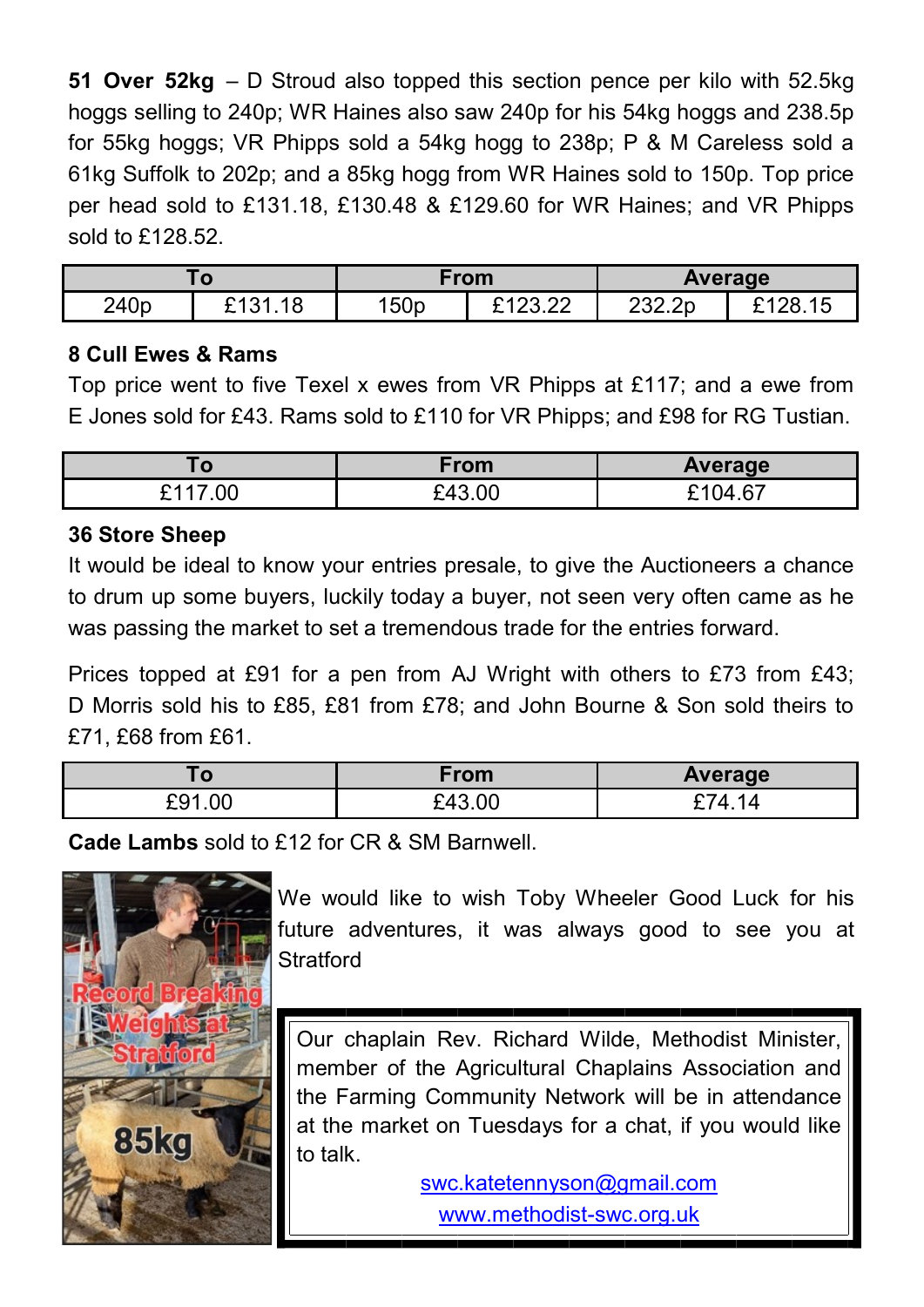**51 Over 52kg** – D Stroud also topped this section pence per kilo with 52.5kg hoggs selling to 240p; WR Haines also saw 240p for his 54kg hoggs and 238.5p for 55kg hoggs; VR Phipps sold a 54kg hogg to 238p; P & M Careless sold a 61kg Suffolk to 202p; and a 85kg hogg from WR Haines sold to 150p. Top price per head sold to £131.18, £130.48 & £129.60 for WR Haines; and VR Phipps sold to £128.52.

| To | | From | | Average | |
|---|---|---|---|---|---|
| 240p | £131.18 | 150p | £123.22 | 232.2p | £128.15 |

**8 Cull Ewes & Rams**

Top price went to five Texel x ewes from VR Phipps at £117; and a ewe from E Jones sold for £43. Rams sold to £110 for VR Phipps; and £98 for RG Tustian.

| To | From | Average |
|---|---|---|
| £117.00 | £43.00 | £104.67 |

**36 Store Sheep**

It would be ideal to know your entries presale, to give the Auctioneers a chance to drum up some buyers, luckily today a buyer, not seen very often came as he was passing the market to set a tremendous trade for the entries forward.

Prices topped at £91 for a pen from AJ Wright with others to £73 from £43; D Morris sold his to £85, £81 from £78; and John Bourne & Son sold theirs to £71, £68 from £61.

| To | From | Average |
|---|---|---|
| £91.00 | £43.00 | £74.14 |

**Cade Lambs** sold to £12 for CR & SM Barnwell.

Record Breaking Weights at Stratford

85kg

We would like to wish Toby Wheeler Good Luck for his future adventures, it was always good to see you at Stratford

Our chaplain Rev. Richard Wilde, Methodist Minister, member of the Agricultural Chaplains Association and the Farming Community Network will be in attendance at the market on Tuesdays for a chat, if you would like to talk.

swc.katetennyson@gmail.com

www.methodist-swc.org.uk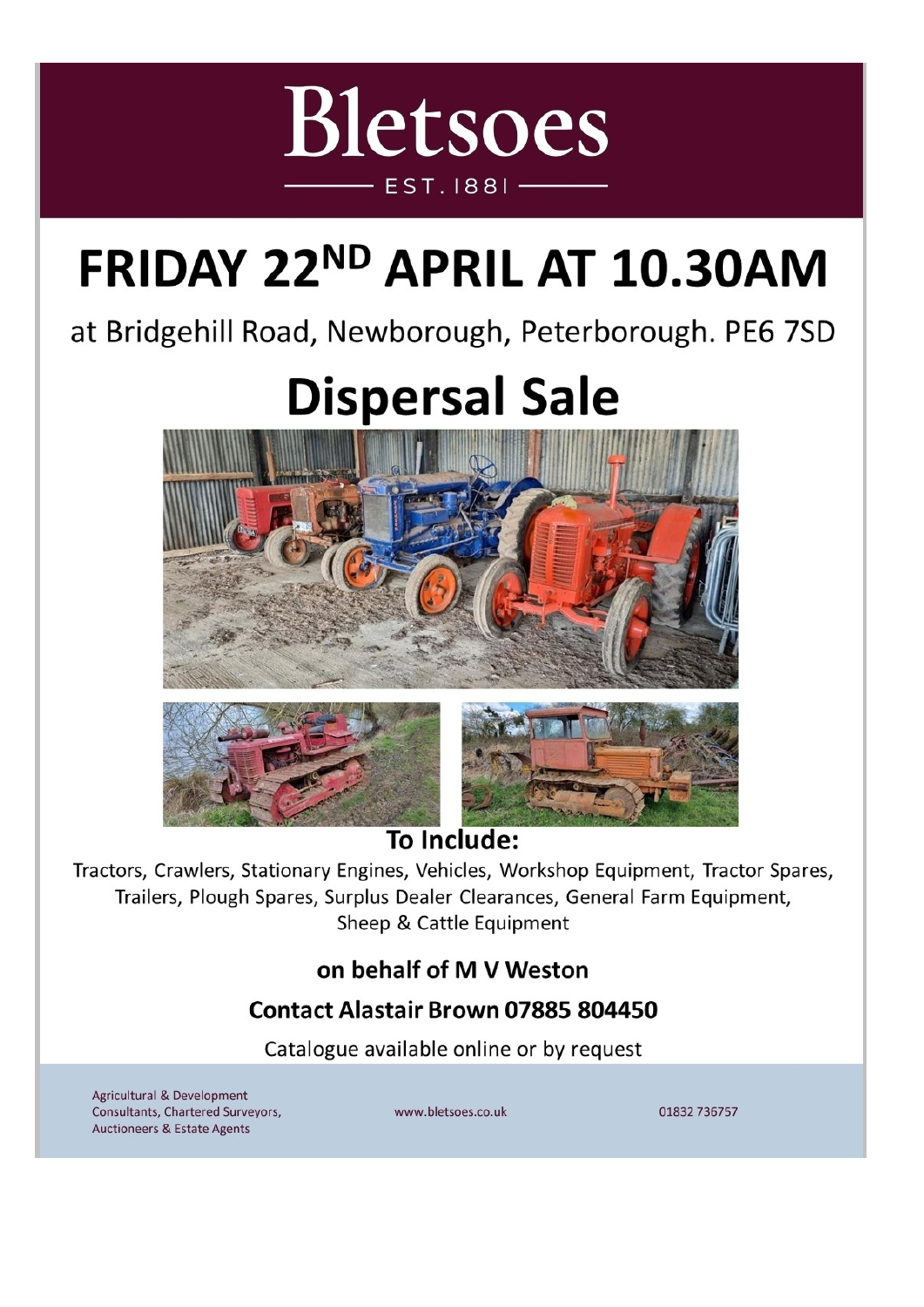# Bletsoes

EST. 1881

## FRIDAY 22ND APRIL AT 10.30AM

at Bridgehill Road, Newborough, Peterborough. PE6 7SD

# Dispersal Sale

### To Include:

Tractors, Crawlers, Stationary Engines, Vehicles, Workshop Equipment, Tractor Spares, Trailers, Plough Spares, Surplus Dealer Clearances, General Farm Equipment, Sheep & Cattle Equipment

**on behalf of M V Weston**

**Contact Alastair Brown 07885 804450**

Catalogue available online or by request

Agricultural & Development Consultants, Chartered Surveyors, Auctioneers & Estate Agents

www.bletsoes.co.uk

01832 736757